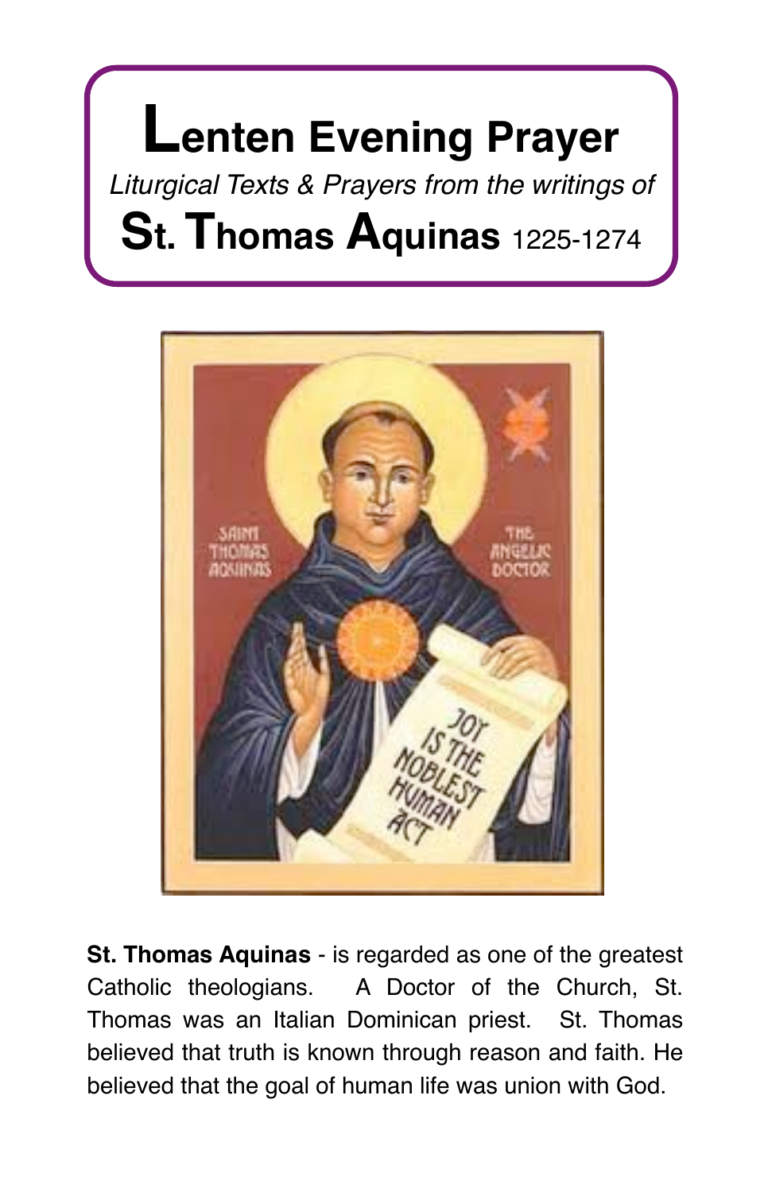# Lenten Evening Prayer

*Liturgical Texts & Prayers from the writings of*

## St. Thomas Aquinas 1225-1274

**St. Thomas Aquinas** - is regarded as one of the greatest Catholic theologians. A Doctor of the Church, St. Thomas was an Italian Dominican priest. St. Thomas believed that truth is known through reason and faith. He believed that the goal of human life was union with God.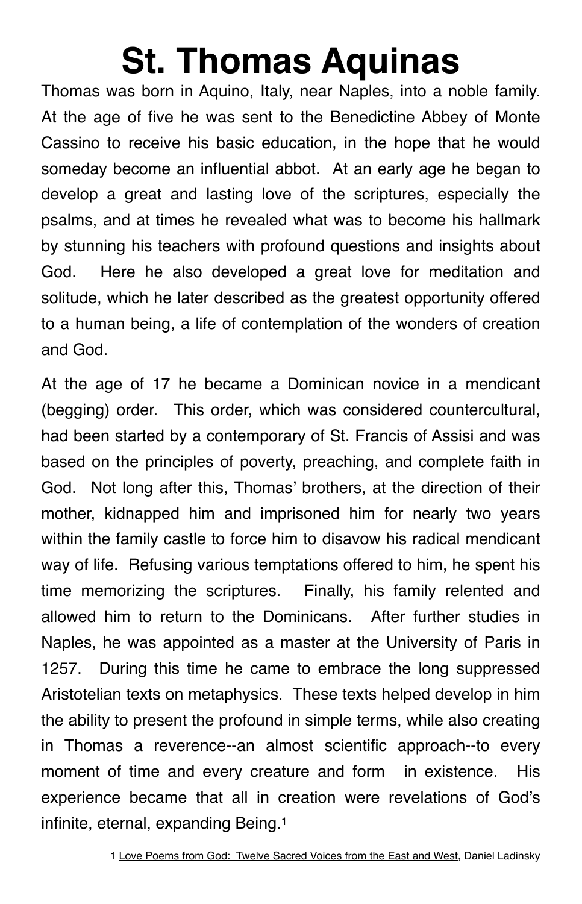# St. Thomas Aquinas

Thomas was born in Aquino, Italy, near Naples, into a noble family. At the age of five he was sent to the Benedictine Abbey of Monte Cassino to receive his basic education, in the hope that he would someday become an influential abbot. At an early age he began to develop a great and lasting love of the scriptures, especially the psalms, and at times he revealed what was to become his hallmark by stunning his teachers with profound questions and insights about God. Here he also developed a great love for meditation and solitude, which he later described as the greatest opportunity offered to a human being, a life of contemplation of the wonders of creation and God.

At the age of 17 he became a Dominican novice in a mendicant (begging) order. This order, which was considered countercultural, had been started by a contemporary of St. Francis of Assisi and was based on the principles of poverty, preaching, and complete faith in God. Not long after this, Thomas' brothers, at the direction of their mother, kidnapped him and imprisoned him for nearly two years within the family castle to force him to disavow his radical mendicant way of life. Refusing various temptations offered to him, he spent his time memorizing the scriptures. Finally, his family relented and allowed him to return to the Dominicans. After further studies in Naples, he was appointed as a master at the University of Paris in 1257. During this time he came to embrace the long suppressed Aristotelian texts on metaphysics. These texts helped develop in him the ability to present the profound in simple terms, while also creating in Thomas a reverence--an almost scientific approach--to every moment of time and every creature and form in existence. His experience became that all in creation were revelations of God's infinite, eternal, expanding Being.[1]

[1] Love Poems from God: Twelve Sacred Voices from the East and West, Daniel Ladinsky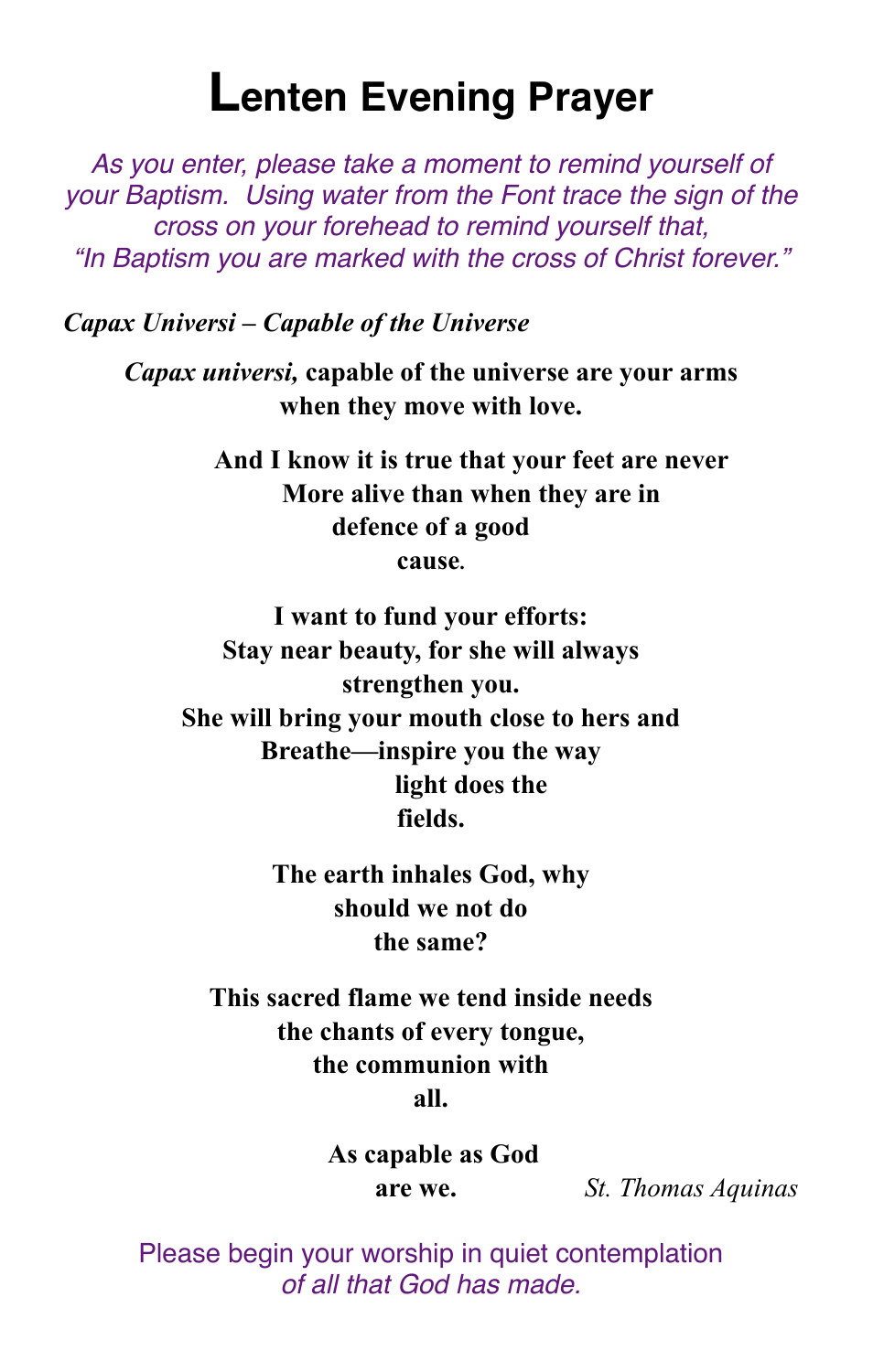# Lenten Evening Prayer

*As you enter, please take a moment to remind yourself of your Baptism. Using water from the Font trace the sign of the cross on your forehead to remind yourself that, "In Baptism you are marked with the cross of Christ forever."*

***Capax Universi – Capable of the Universe***

***Capax universi,*** **capable of the universe are your arms**
**when they move with love.**

**And I know it is true that your feet are never**
**More alive than when they are in**
**defence of a good**
**cause.**

**I want to fund your efforts:**
**Stay near beauty, for she will always**
**strengthen you.**
**She will bring your mouth close to hers and**
**Breathe—inspire you the way**
**light does the**
**fields.**

**The earth inhales God, why**
**should we not do**
**the same?**

**This sacred flame we tend inside needs**
**the chants of every tongue,**
**the communion with**
**all.**

**As capable as God**
**are we.**

*St. Thomas Aquinas*

Please begin your worship in quiet contemplation
*of all that God has made.*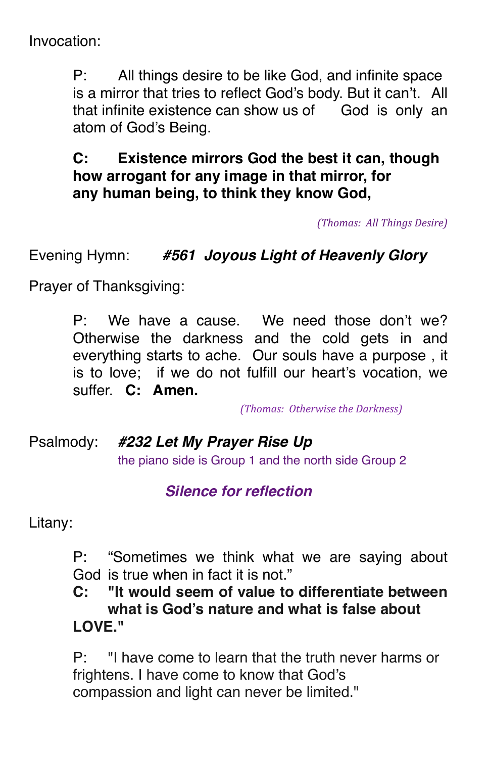Invocation:

P: All things desire to be like God, and infinite space is a mirror that tries to reflect God's body. But it can't. All that infinite existence can show us of God is only an atom of God's Being.

**C: Existence mirrors God the best it can, though how arrogant for any image in that mirror, for any human being, to think they know God,**

*(Thomas: All Things Desire)*

Evening Hymn: ***#561 Joyous Light of Heavenly Glory***

Prayer of Thanksgiving:

P: We have a cause. We need those don't we? Otherwise the darkness and the cold gets in and everything starts to ache. Our souls have a purpose , it is to love; if we do not fulfill our heart's vocation, we suffer. **C: Amen.**

*(Thomas: Otherwise the Darkness)*

Psalmody: ***#232 Let My Prayer Rise Up***

the piano side is Group 1 and the north side Group 2

***Silence for reflection***

Litany:

P: "Sometimes we think what we are saying about God is true when in fact it is not."

**C: "It would seem of value to differentiate between what is God's nature and what is false about LOVE."**

P: "I have come to learn that the truth never harms or frightens. I have come to know that God's compassion and light can never be limited."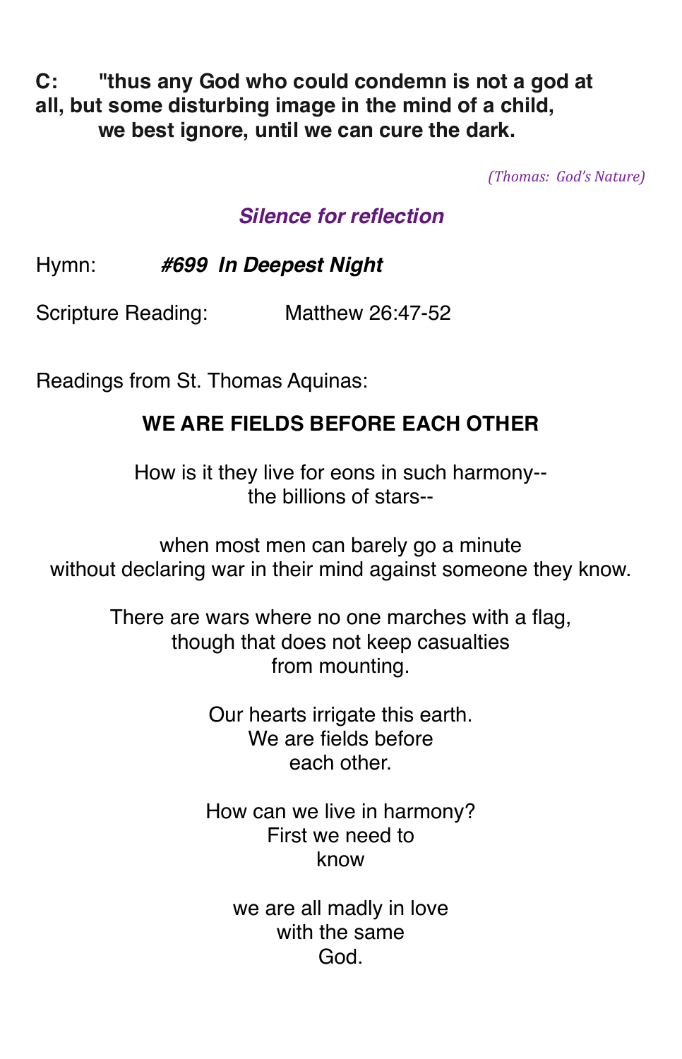**C: "thus any God who could condemn is not a god at all, but some disturbing image in the mind of a child, we best ignore, until we can cure the dark.**

*(Thomas: God's Nature)*

***Silence for reflection***

Hymn: ***#699 In Deepest Night***

Scripture Reading: Matthew 26:47-52

Readings from St. Thomas Aquinas:

**WE ARE FIELDS BEFORE EACH OTHER**

How is it they live for eons in such harmony--
the billions of stars--

when most men can barely go a minute
without declaring war in their mind against someone they know.

There are wars where no one marches with a flag,
though that does not keep casualties
from mounting.

Our hearts irrigate this earth.
We are fields before
each other.

How can we live in harmony?
First we need to
know

we are all madly in love
with the same
God.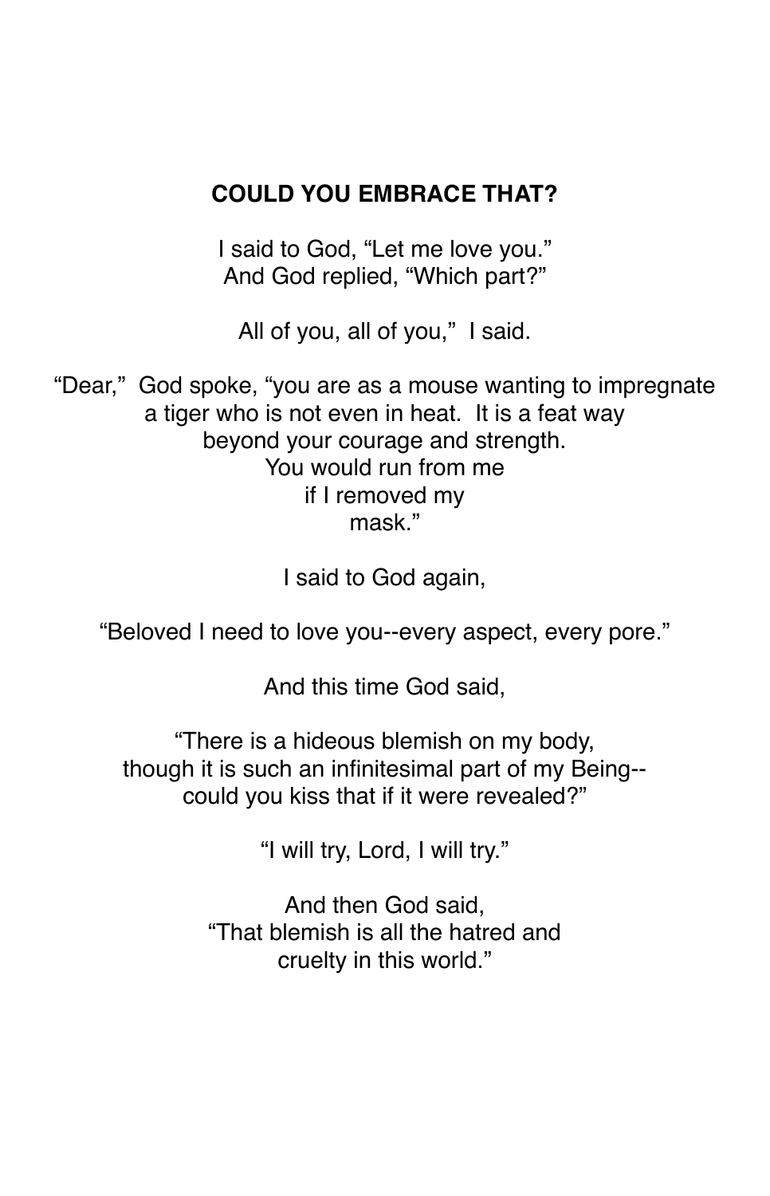## COULD YOU EMBRACE THAT?

I said to God, “Let me love you.”  
And God replied, “Which part?”

All of you, all of you,” I said.

“Dear,” God spoke, “you are as a mouse wanting to impregnate  
a tiger who is not even in heat. It is a feat way  
beyond your courage and strength.  
You would run from me  
if I removed my  
mask.”

I said to God again,

“Beloved I need to love you--every aspect, every pore.”

And this time God said,

“There is a hideous blemish on my body,  
though it is such an infinitesimal part of my Being--  
could you kiss that if it were revealed?”

“I will try, Lord, I will try.”

And then God said,  
“That blemish is all the hatred and  
cruelty in this world.”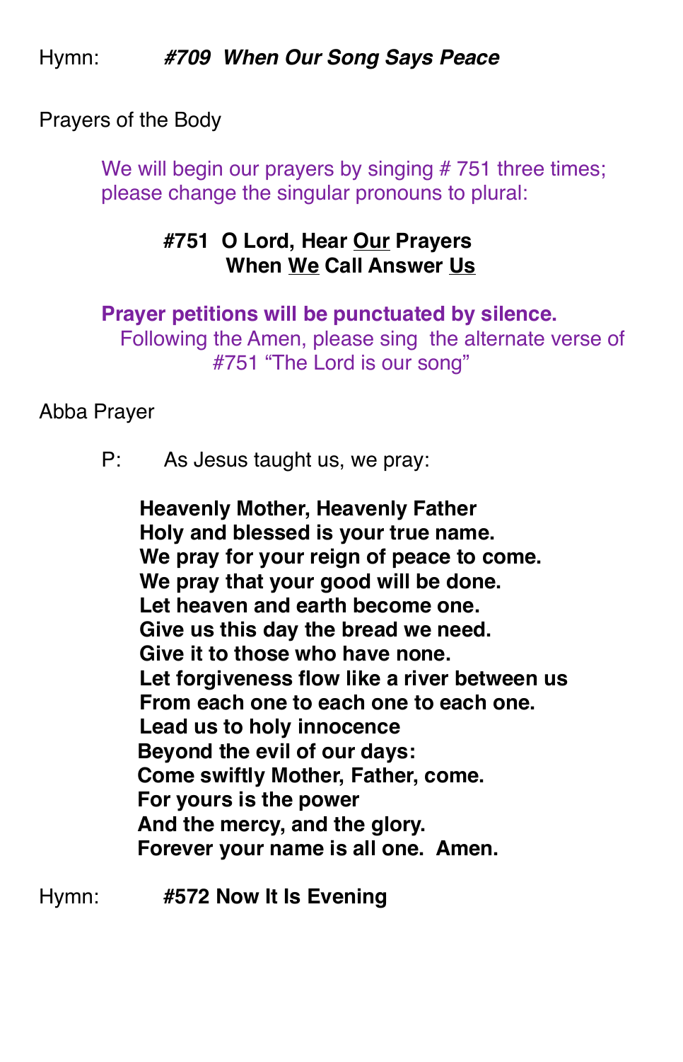Hymn: ***#709 When Our Song Says Peace***

Prayers of the Body

We will begin our prayers by singing # 751 three times; please change the singular pronouns to plural:

**#751 O Lord, Hear Our Prayers**
**When We Call Answer Us**

**Prayer petitions will be punctuated by silence.**
Following the Amen, please sing the alternate verse of #751 "The Lord is our song"

Abba Prayer

P: As Jesus taught us, we pray:

**Heavenly Mother, Heavenly Father**
**Holy and blessed is your true name.**
**We pray for your reign of peace to come.**
**We pray that your good will be done.**
**Let heaven and earth become one.**
**Give us this day the bread we need.**
**Give it to those who have none.**
**Let forgiveness flow like a river between us**
**From each one to each one to each one.**
**Lead us to holy innocence**
**Beyond the evil of our days:**
**Come swiftly Mother, Father, come.**
**For yours is the power**
**And the mercy, and the glory.**
**Forever your name is all one. Amen.**

Hymn: **#572 Now It Is Evening**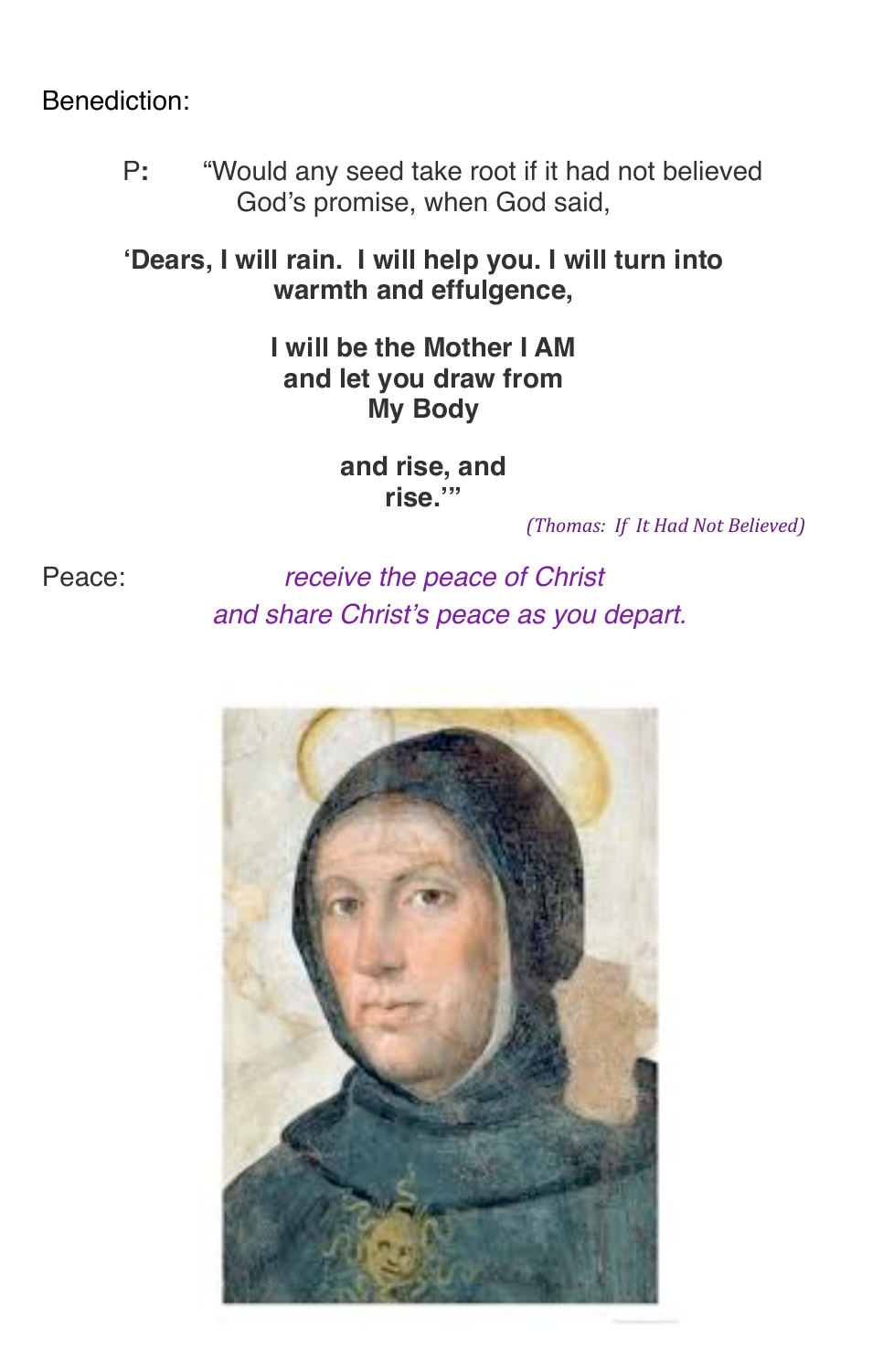Benediction:

P: “Would any seed take root if it had not believed God’s promise, when God said,

**‘Dears, I will rain. I will help you. I will turn into warmth and effulgence,**

**I will be the Mother I AM**
**and let you draw from**
**My Body**

**and rise, and**
**rise.’”**

*(Thomas: If It Had Not Believed)*

Peace: *receive the peace of Christ*
*and share Christ’s peace as you depart.*